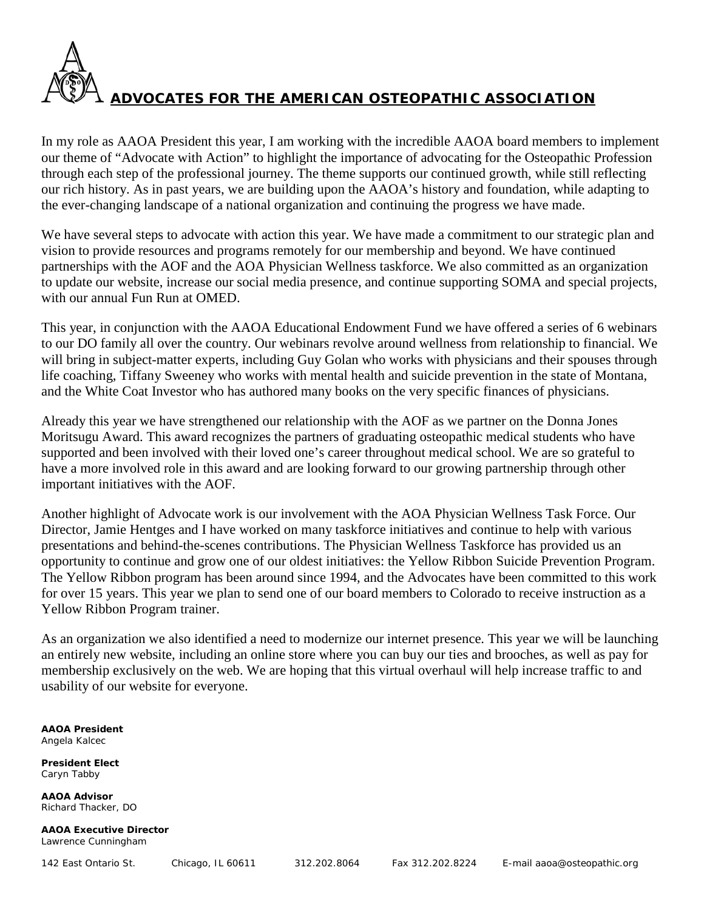# ADVOCATES FOR THE AMERICAN OSTEOPATHIC ASSOCIATION

In my role as AAOA President this year, I am working with the incredible AAOA board members to implement our theme of "Advocate with Action" to highlight the importance of advocating for the Osteopathic Profession through each step of the professional journey. The theme supports our continued growth, while still reflecting our rich history. As in past years, we are building upon the AAOA's history and foundation, while adapting to the ever-changing landscape of a national organization and continuing the progress we have made.

We have several steps to advocate with action this year. We have made a commitment to our strategic plan and vision to provide resources and programs remotely for our membership and beyond. We have continued partnerships with the AOF and the AOA Physician Wellness taskforce. We also committed as an organization to update our website, increase our social media presence, and continue supporting SOMA and special projects, with our annual Fun Run at OMED.

This year, in conjunction with the AAOA Educational Endowment Fund we have offered a series of 6 webinars to our DO family all over the country. Our webinars revolve around wellness from relationship to financial. We will bring in subject-matter experts, including Guy Golan who works with physicians and their spouses through life coaching, Tiffany Sweeney who works with mental health and suicide prevention in the state of Montana, and the White Coat Investor who has authored many books on the very specific finances of physicians.

Already this year we have strengthened our relationship with the AOF as we partner on the Donna Jones Moritsugu Award. This award recognizes the partners of graduating osteopathic medical students who have supported and been involved with their loved one's career throughout medical school. We are so grateful to have a more involved role in this award and are looking forward to our growing partnership through other important initiatives with the AOF.

Another highlight of Advocate work is our involvement with the AOA Physician Wellness Task Force. Our Director, Jamie Hentges and I have worked on many taskforce initiatives and continue to help with various presentations and behind-the-scenes contributions. The Physician Wellness Taskforce has provided us an opportunity to continue and grow one of our oldest initiatives: the Yellow Ribbon Suicide Prevention Program. The Yellow Ribbon program has been around since 1994, and the Advocates have been committed to this work for over 15 years. This year we plan to send one of our board members to Colorado to receive instruction as a Yellow Ribbon Program trainer.

As an organization we also identified a need to modernize our internet presence. This year we will be launching an entirely new website, including an online store where you can buy our ties and brooches, as well as pay for membership exclusively on the web. We are hoping that this virtual overhaul will help increase traffic to and usability of our website for everyone.

**AAOA President**
Angela Kalcec

**President Elect**
Caryn Tabby

**AAOA Advisor**
Richard Thacker, DO

**AAOA Executive Director**
Lawrence Cunningham

142 East Ontario St. Chicago, IL 60611 312.202.8064 Fax 312.202.8224 E-mail aaoa@osteopathic.org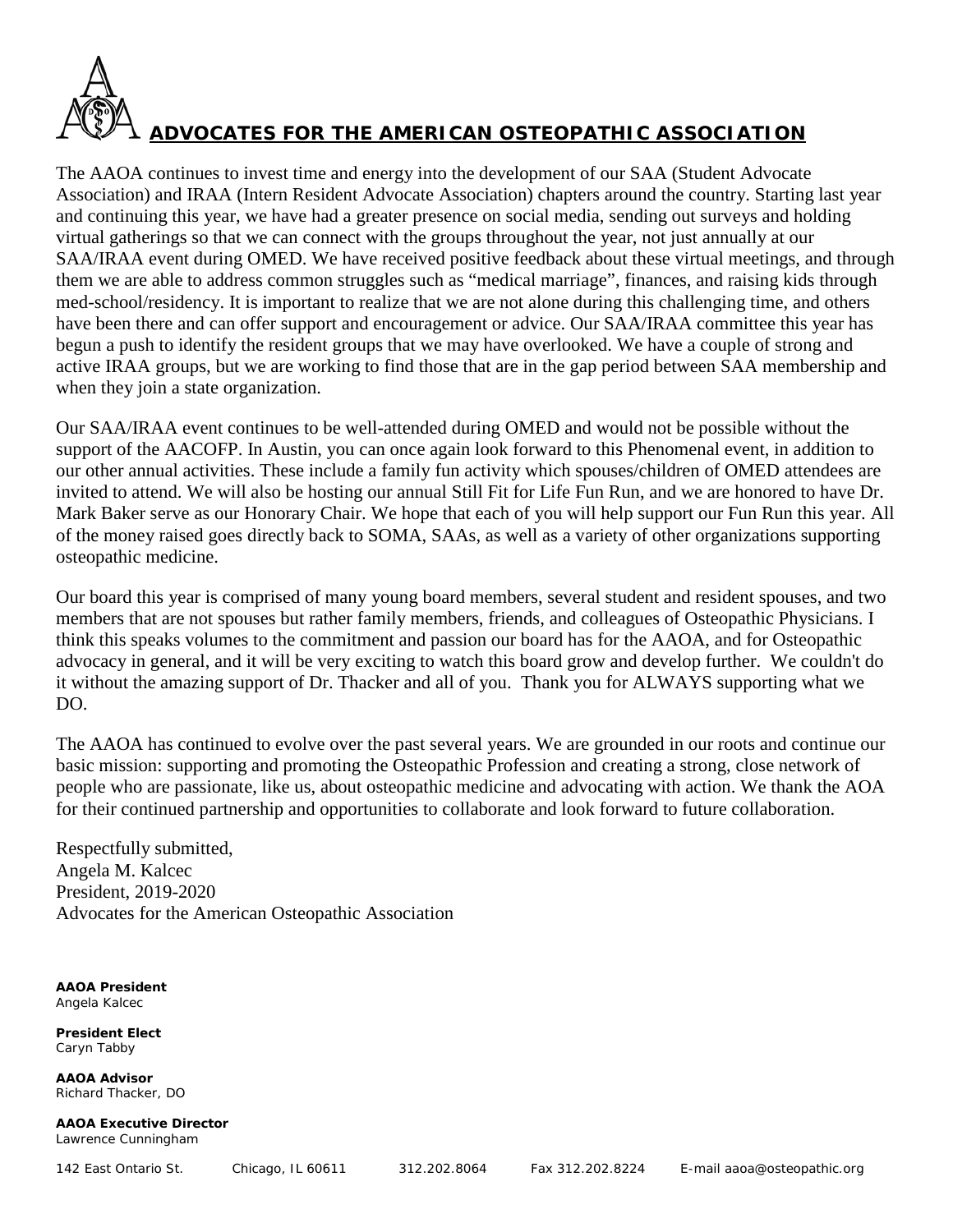# ADVOCATES FOR THE AMERICAN OSTEOPATHIC ASSOCIATION

The AAOA continues to invest time and energy into the development of our SAA (Student Advocate Association) and IRAA (Intern Resident Advocate Association) chapters around the country. Starting last year and continuing this year, we have had a greater presence on social media, sending out surveys and holding virtual gatherings so that we can connect with the groups throughout the year, not just annually at our SAA/IRAA event during OMED. We have received positive feedback about these virtual meetings, and through them we are able to address common struggles such as "medical marriage", finances, and raising kids through med-school/residency. It is important to realize that we are not alone during this challenging time, and others have been there and can offer support and encouragement or advice. Our SAA/IRAA committee this year has begun a push to identify the resident groups that we may have overlooked. We have a couple of strong and active IRAA groups, but we are working to find those that are in the gap period between SAA membership and when they join a state organization.

Our SAA/IRAA event continues to be well-attended during OMED and would not be possible without the support of the AACOFP. In Austin, you can once again look forward to this Phenomenal event, in addition to our other annual activities. These include a family fun activity which spouses/children of OMED attendees are invited to attend. We will also be hosting our annual Still Fit for Life Fun Run, and we are honored to have Dr. Mark Baker serve as our Honorary Chair. We hope that each of you will help support our Fun Run this year. All of the money raised goes directly back to SOMA, SAAs, as well as a variety of other organizations supporting osteopathic medicine.

Our board this year is comprised of many young board members, several student and resident spouses, and two members that are not spouses but rather family members, friends, and colleagues of Osteopathic Physicians. I think this speaks volumes to the commitment and passion our board has for the AAOA, and for Osteopathic advocacy in general, and it will be very exciting to watch this board grow and develop further. We couldn't do it without the amazing support of Dr. Thacker and all of you. Thank you for ALWAYS supporting what we DO.

The AAOA has continued to evolve over the past several years. We are grounded in our roots and continue our basic mission: supporting and promoting the Osteopathic Profession and creating a strong, close network of people who are passionate, like us, about osteopathic medicine and advocating with action. We thank the AOA for their continued partnership and opportunities to collaborate and look forward to future collaboration.

Respectfully submitted,
Angela M. Kalcec
President, 2019-2020
Advocates for the American Osteopathic Association

**AAOA President**
Angela Kalcec

**President Elect**
Caryn Tabby

**AAOA Advisor**
Richard Thacker, DO

**AAOA Executive Director**
Lawrence Cunningham

142 East Ontario St. Chicago, IL 60611 312.202.8064 Fax 312.202.8224 E-mail aaoa@osteopathic.org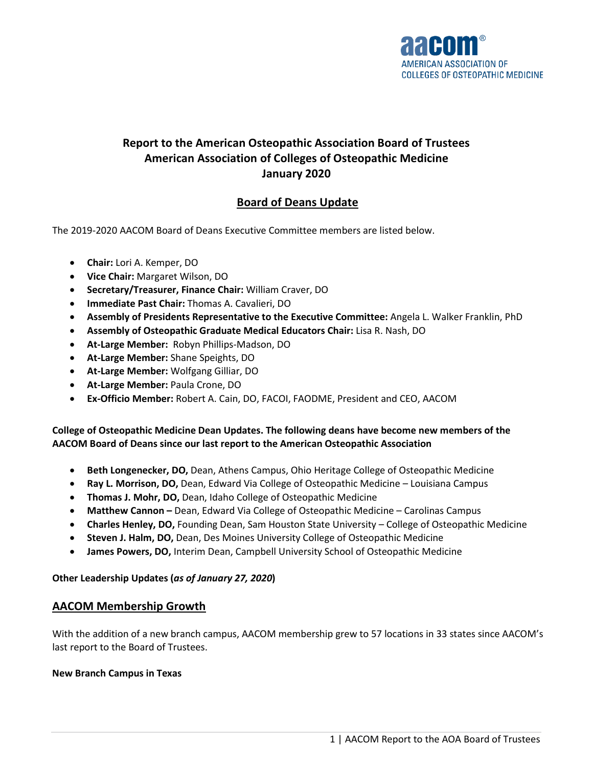# Report to the American Osteopathic Association Board of Trustees
# American Association of Colleges of Osteopathic Medicine
# January 2020

## Board of Deans Update

The 2019-2020 AACOM Board of Deans Executive Committee members are listed below.

- **Chair:** Lori A. Kemper, DO
- **Vice Chair:** Margaret Wilson, DO
- **Secretary/Treasurer, Finance Chair:** William Craver, DO
- **Immediate Past Chair:** Thomas A. Cavalieri, DO
- **Assembly of Presidents Representative to the Executive Committee:** Angela L. Walker Franklin, PhD
- **Assembly of Osteopathic Graduate Medical Educators Chair:** Lisa R. Nash, DO
- **At-Large Member:** Robyn Phillips-Madson, DO
- **At-Large Member:** Shane Speights, DO
- **At-Large Member:** Wolfgang Gilliar, DO
- **At-Large Member:** Paula Crone, DO
- **Ex-Officio Member:** Robert A. Cain, DO, FACOI, FAODME, President and CEO, AACOM

**College of Osteopathic Medicine Dean Updates. The following deans have become new members of the AACOM Board of Deans since our last report to the American Osteopathic Association**

- **Beth Longenecker, DO,** Dean, Athens Campus, Ohio Heritage College of Osteopathic Medicine
- **Ray L. Morrison, DO,** Dean, Edward Via College of Osteopathic Medicine – Louisiana Campus
- **Thomas J. Mohr, DO,** Dean, Idaho College of Osteopathic Medicine
- **Matthew Cannon –** Dean, Edward Via College of Osteopathic Medicine – Carolinas Campus
- **Charles Henley, DO,** Founding Dean, Sam Houston State University – College of Osteopathic Medicine
- **Steven J. Halm, DO,** Dean, Des Moines University College of Osteopathic Medicine
- **James Powers, DO,** Interim Dean, Campbell University School of Osteopathic Medicine

**Other Leadership Updates (*as of January 27, 2020*)**

## AACOM Membership Growth

With the addition of a new branch campus, AACOM membership grew to 57 locations in 33 states since AACOM's last report to the Board of Trustees.

**New Branch Campus in Texas**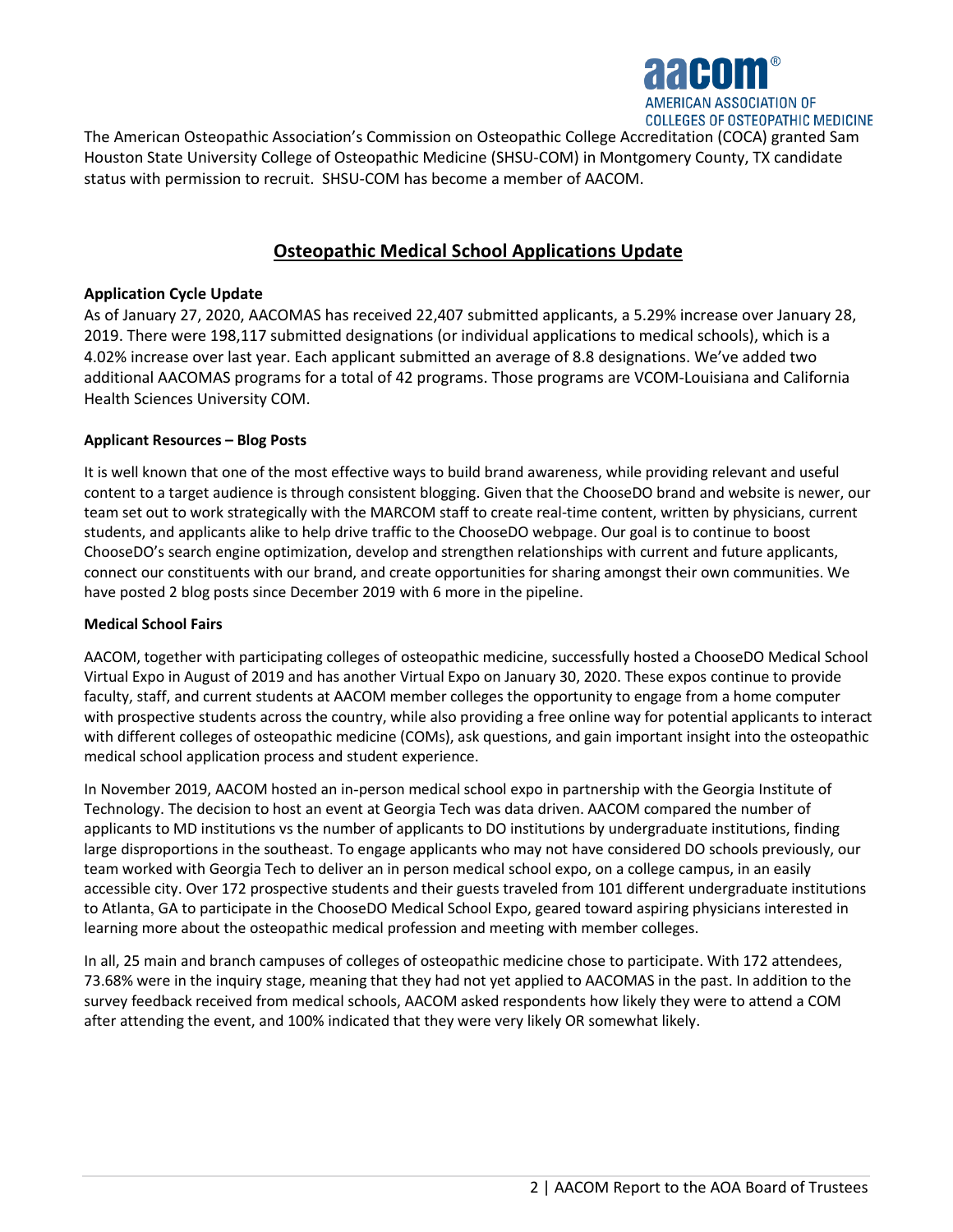The American Osteopathic Association's Commission on Osteopathic College Accreditation (COCA) granted Sam Houston State University College of Osteopathic Medicine (SHSU-COM) in Montgomery County, TX candidate status with permission to recruit. SHSU-COM has become a member of AACOM.

## Osteopathic Medical School Applications Update

### Application Cycle Update

As of January 27, 2020, AACOMAS has received 22,407 submitted applicants, a 5.29% increase over January 28, 2019. There were 198,117 submitted designations (or individual applications to medical schools), which is a 4.02% increase over last year. Each applicant submitted an average of 8.8 designations. We've added two additional AACOMAS programs for a total of 42 programs. Those programs are VCOM-Louisiana and California Health Sciences University COM.

### Applicant Resources – Blog Posts

It is well known that one of the most effective ways to build brand awareness, while providing relevant and useful content to a target audience is through consistent blogging. Given that the ChooseDO brand and website is newer, our team set out to work strategically with the MARCOM staff to create real-time content, written by physicians, current students, and applicants alike to help drive traffic to the ChooseDO webpage. Our goal is to continue to boost ChooseDO's search engine optimization, develop and strengthen relationships with current and future applicants, connect our constituents with our brand, and create opportunities for sharing amongst their own communities. We have posted 2 blog posts since December 2019 with 6 more in the pipeline.

### Medical School Fairs

AACOM, together with participating colleges of osteopathic medicine, successfully hosted a ChooseDO Medical School Virtual Expo in August of 2019 and has another Virtual Expo on January 30, 2020. These expos continue to provide faculty, staff, and current students at AACOM member colleges the opportunity to engage from a home computer with prospective students across the country, while also providing a free online way for potential applicants to interact with different colleges of osteopathic medicine (COMs), ask questions, and gain important insight into the osteopathic medical school application process and student experience.

In November 2019, AACOM hosted an in-person medical school expo in partnership with the Georgia Institute of Technology. The decision to host an event at Georgia Tech was data driven. AACOM compared the number of applicants to MD institutions vs the number of applicants to DO institutions by undergraduate institutions, finding large disproportions in the southeast. To engage applicants who may not have considered DO schools previously, our team worked with Georgia Tech to deliver an in person medical school expo, on a college campus, in an easily accessible city. Over 172 prospective students and their guests traveled from 101 different undergraduate institutions to Atlanta, GA to participate in the ChooseDO Medical School Expo, geared toward aspiring physicians interested in learning more about the osteopathic medical profession and meeting with member colleges.

In all, 25 main and branch campuses of colleges of osteopathic medicine chose to participate. With 172 attendees, 73.68% were in the inquiry stage, meaning that they had not yet applied to AACOMAS in the past. In addition to the survey feedback received from medical schools, AACOM asked respondents how likely they were to attend a COM after attending the event, and 100% indicated that they were very likely OR somewhat likely.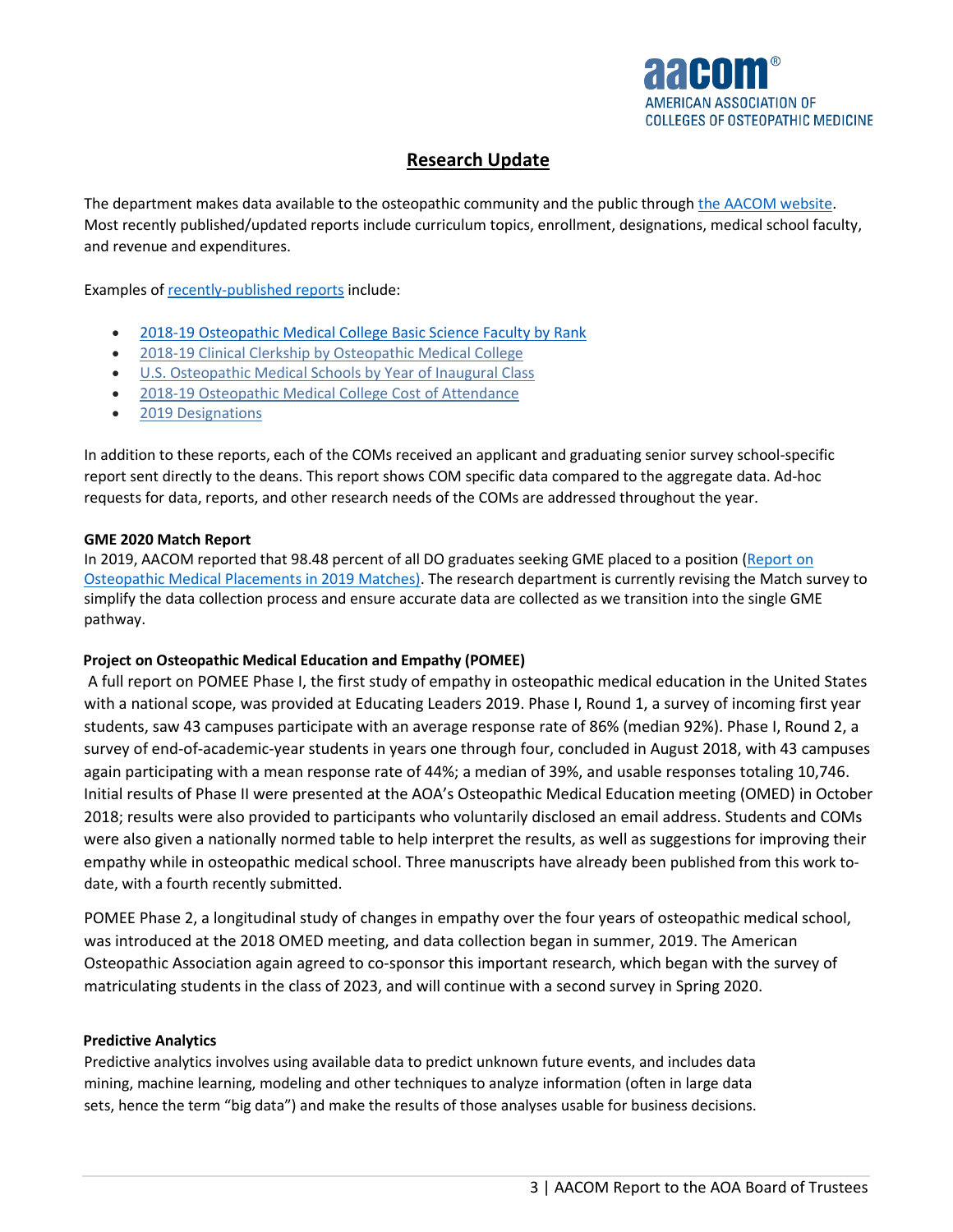## Research Update

The department makes data available to the osteopathic community and the public through the AACOM website. Most recently published/updated reports include curriculum topics, enrollment, designations, medical school faculty, and revenue and expenditures.

Examples of recently-published reports include:

- 2018-19 Osteopathic Medical College Basic Science Faculty by Rank
- 2018-19 Clinical Clerkship by Osteopathic Medical College
- U.S. Osteopathic Medical Schools by Year of Inaugural Class
- 2018-19 Osteopathic Medical College Cost of Attendance
- 2019 Designations

In addition to these reports, each of the COMs received an applicant and graduating senior survey school-specific report sent directly to the deans. This report shows COM specific data compared to the aggregate data. Ad-hoc requests for data, reports, and other research needs of the COMs are addressed throughout the year.

**GME 2020 Match Report**

In 2019, AACOM reported that 98.48 percent of all DO graduates seeking GME placed to a position (Report on Osteopathic Medical Placements in 2019 Matches). The research department is currently revising the Match survey to simplify the data collection process and ensure accurate data are collected as we transition into the single GME pathway.

**Project on Osteopathic Medical Education and Empathy (POMEE)**

A full report on POMEE Phase I, the first study of empathy in osteopathic medical education in the United States with a national scope, was provided at Educating Leaders 2019. Phase I, Round 1, a survey of incoming first year students, saw 43 campuses participate with an average response rate of 86% (median 92%). Phase I, Round 2, a survey of end-of-academic-year students in years one through four, concluded in August 2018, with 43 campuses again participating with a mean response rate of 44%; a median of 39%, and usable responses totaling 10,746. Initial results of Phase II were presented at the AOA's Osteopathic Medical Education meeting (OMED) in October 2018; results were also provided to participants who voluntarily disclosed an email address. Students and COMs were also given a nationally normed table to help interpret the results, as well as suggestions for improving their empathy while in osteopathic medical school. Three manuscripts have already been published from this work to-date, with a fourth recently submitted.

POMEE Phase 2, a longitudinal study of changes in empathy over the four years of osteopathic medical school, was introduced at the 2018 OMED meeting, and data collection began in summer, 2019. The American Osteopathic Association again agreed to co-sponsor this important research, which began with the survey of matriculating students in the class of 2023, and will continue with a second survey in Spring 2020.

**Predictive Analytics**

Predictive analytics involves using available data to predict unknown future events, and includes data mining, machine learning, modeling and other techniques to analyze information (often in large data sets, hence the term "big data") and make the results of those analyses usable for business decisions.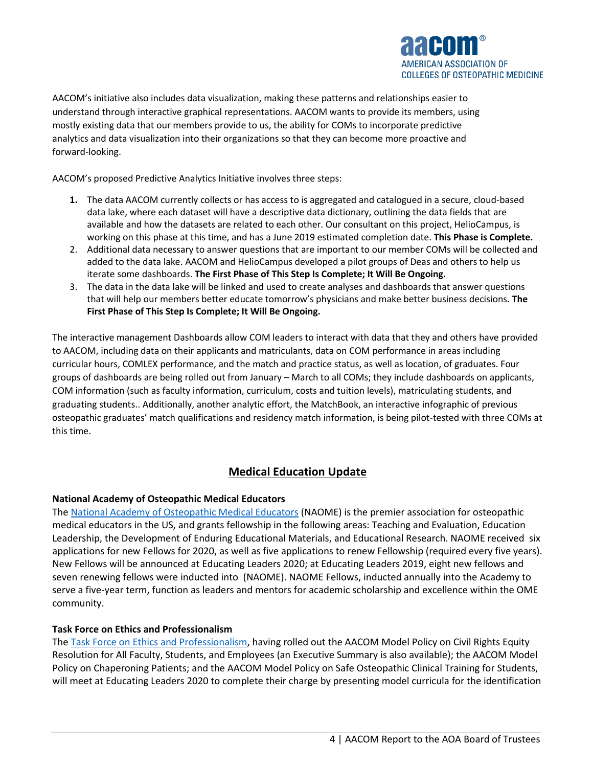AACOM's initiative also includes data visualization, making these patterns and relationships easier to understand through interactive graphical representations. AACOM wants to provide its members, using mostly existing data that our members provide to us, the ability for COMs to incorporate predictive analytics and data visualization into their organizations so that they can become more proactive and forward-looking.

AACOM's proposed Predictive Analytics Initiative involves three steps:

1. The data AACOM currently collects or has access to is aggregated and catalogued in a secure, cloud-based data lake, where each dataset will have a descriptive data dictionary, outlining the data fields that are available and how the datasets are related to each other. Our consultant on this project, HelioCampus, is working on this phase at this time, and has a June 2019 estimated completion date. **This Phase is Complete.**
2. Additional data necessary to answer questions that are important to our member COMs will be collected and added to the data lake. AACOM and HelioCampus developed a pilot groups of Deas and others to help us iterate some dashboards. **The First Phase of This Step Is Complete; It Will Be Ongoing.**
3. The data in the data lake will be linked and used to create analyses and dashboards that answer questions that will help our members better educate tomorrow's physicians and make better business decisions. **The First Phase of This Step Is Complete; It Will Be Ongoing.**

The interactive management Dashboards allow COM leaders to interact with data that they and others have provided to AACOM, including data on their applicants and matriculants, data on COM performance in areas including curricular hours, COMLEX performance, and the match and practice status, as well as location, of graduates. Four groups of dashboards are being rolled out from January – March to all COMs; they include dashboards on applicants, COM information (such as faculty information, curriculum, costs and tuition levels), matriculating students, and graduating students.. Additionally, another analytic effort, the MatchBook, an interactive infographic of previous osteopathic graduates' match qualifications and residency match information, is being pilot-tested with three COMs at this time.

## Medical Education Update

### National Academy of Osteopathic Medical Educators

The National Academy of Osteopathic Medical Educators (NAOME) is the premier association for osteopathic medical educators in the US, and grants fellowship in the following areas: Teaching and Evaluation, Education Leadership, the Development of Enduring Educational Materials, and Educational Research. NAOME received six applications for new Fellows for 2020, as well as five applications to renew Fellowship (required every five years). New Fellows will be announced at Educating Leaders 2020; at Educating Leaders 2019, eight new fellows and seven renewing fellows were inducted into (NAOME). NAOME Fellows, inducted annually into the Academy to serve a five-year term, function as leaders and mentors for academic scholarship and excellence within the OME community.

### Task Force on Ethics and Professionalism

The Task Force on Ethics and Professionalism, having rolled out the AACOM Model Policy on Civil Rights Equity Resolution for All Faculty, Students, and Employees (an Executive Summary is also available); the AACOM Model Policy on Chaperoning Patients; and the AACOM Model Policy on Safe Osteopathic Clinical Training for Students, will meet at Educating Leaders 2020 to complete their charge by presenting model curricula for the identification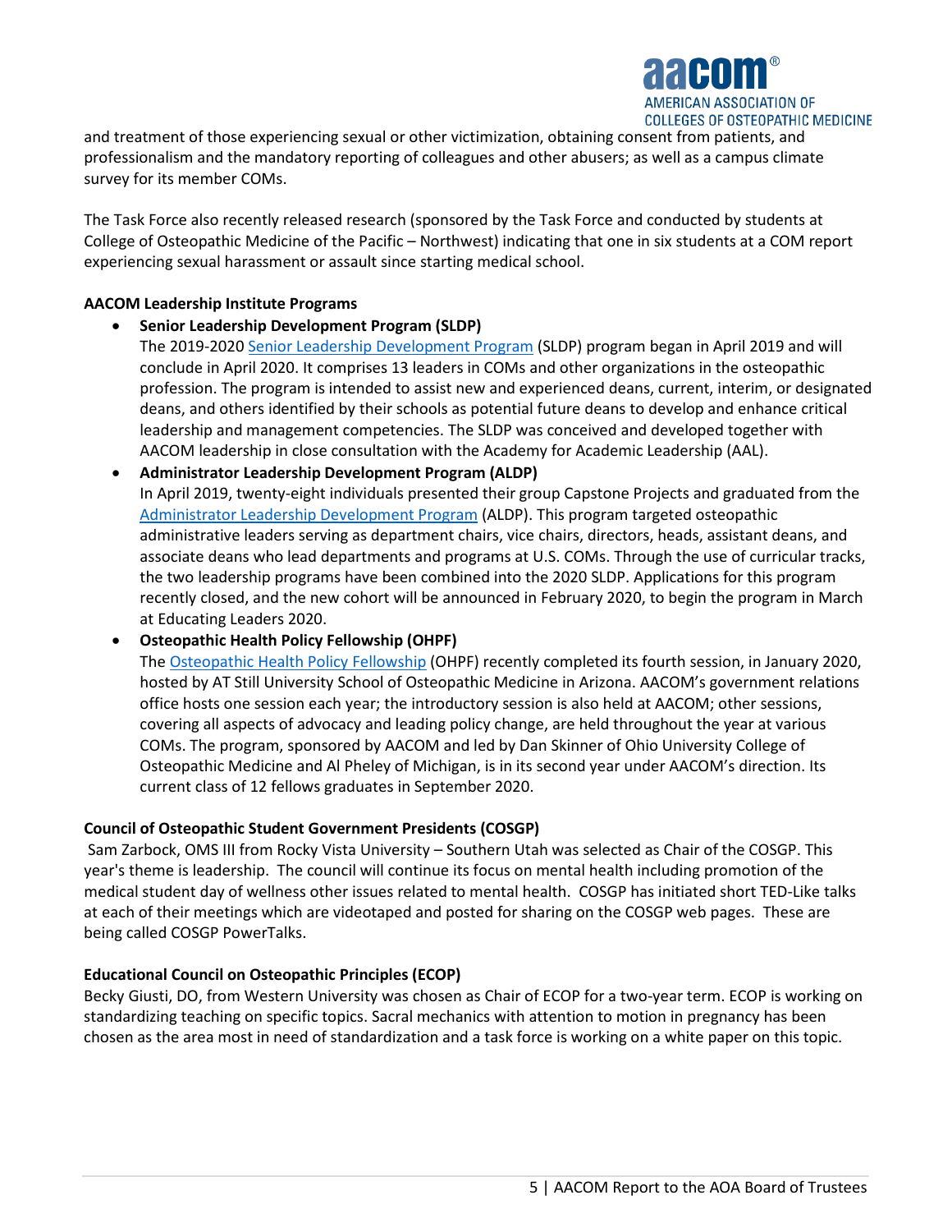and treatment of those experiencing sexual or other victimization, obtaining consent from patients, and professionalism and the mandatory reporting of colleagues and other abusers; as well as a campus climate survey for its member COMs.

The Task Force also recently released research (sponsored by the Task Force and conducted by students at College of Osteopathic Medicine of the Pacific – Northwest) indicating that one in six students at a COM report experiencing sexual harassment or assault since starting medical school.

**AACOM Leadership Institute Programs**

- **Senior Leadership Development Program (SLDP)**
  The 2019-2020 Senior Leadership Development Program (SLDP) program began in April 2019 and will conclude in April 2020. It comprises 13 leaders in COMs and other organizations in the osteopathic profession. The program is intended to assist new and experienced deans, current, interim, or designated deans, and others identified by their schools as potential future deans to develop and enhance critical leadership and management competencies. The SLDP was conceived and developed together with AACOM leadership in close consultation with the Academy for Academic Leadership (AAL).
- **Administrator Leadership Development Program (ALDP)**
  In April 2019, twenty-eight individuals presented their group Capstone Projects and graduated from the Administrator Leadership Development Program (ALDP). This program targeted osteopathic administrative leaders serving as department chairs, vice chairs, directors, heads, assistant deans, and associate deans who lead departments and programs at U.S. COMs. Through the use of curricular tracks, the two leadership programs have been combined into the 2020 SLDP. Applications for this program recently closed, and the new cohort will be announced in February 2020, to begin the program in March at Educating Leaders 2020.
- **Osteopathic Health Policy Fellowship (OHPF)**
  The Osteopathic Health Policy Fellowship (OHPF) recently completed its fourth session, in January 2020, hosted by AT Still University School of Osteopathic Medicine in Arizona. AACOM's government relations office hosts one session each year; the introductory session is also held at AACOM; other sessions, covering all aspects of advocacy and leading policy change, are held throughout the year at various COMs. The program, sponsored by AACOM and led by Dan Skinner of Ohio University College of Osteopathic Medicine and Al Pheley of Michigan, is in its second year under AACOM's direction. Its current class of 12 fellows graduates in September 2020.

**Council of Osteopathic Student Government Presidents (COSGP)**

Sam Zarbock, OMS III from Rocky Vista University – Southern Utah was selected as Chair of the COSGP. This year's theme is leadership. The council will continue its focus on mental health including promotion of the medical student day of wellness other issues related to mental health. COSGP has initiated short TED-Like talks at each of their meetings which are videotaped and posted for sharing on the COSGP web pages. These are being called COSGP PowerTalks.

**Educational Council on Osteopathic Principles (ECOP)**

Becky Giusti, DO, from Western University was chosen as Chair of ECOP for a two-year term. ECOP is working on standardizing teaching on specific topics. Sacral mechanics with attention to motion in pregnancy has been chosen as the area most in need of standardization and a task force is working on a white paper on this topic.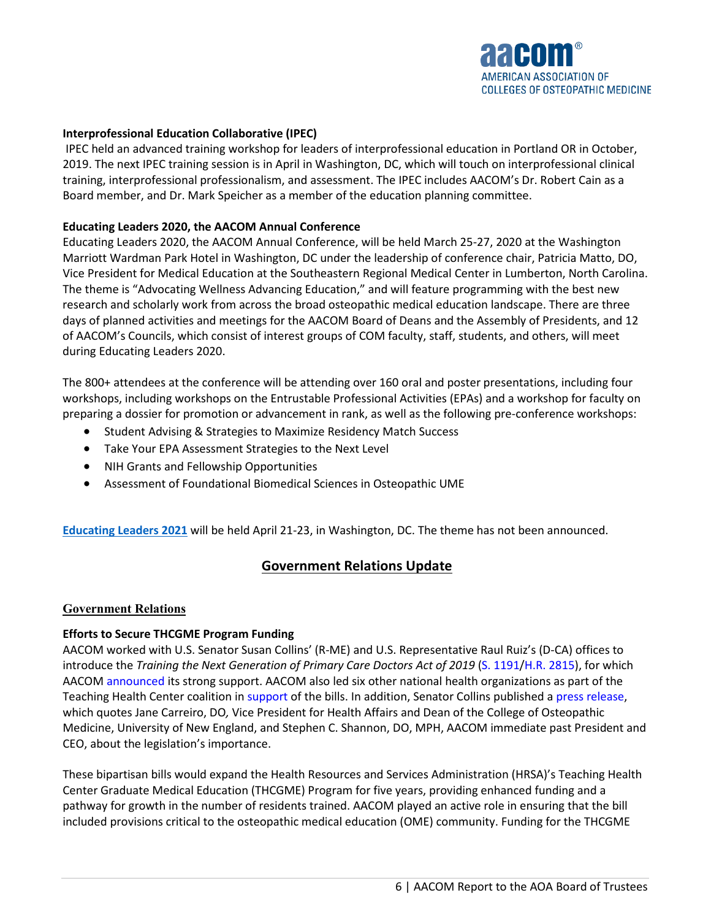**Interprofessional Education Collaborative (IPEC)**

IPEC held an advanced training workshop for leaders of interprofessional education in Portland OR in October, 2019. The next IPEC training session is in April in Washington, DC, which will touch on interprofessional clinical training, interprofessional professionalism, and assessment. The IPEC includes AACOM's Dr. Robert Cain as a Board member, and Dr. Mark Speicher as a member of the education planning committee.

**Educating Leaders 2020, the AACOM Annual Conference**

Educating Leaders 2020, the AACOM Annual Conference, will be held March 25-27, 2020 at the Washington Marriott Wardman Park Hotel in Washington, DC under the leadership of conference chair, Patricia Matto, DO, Vice President for Medical Education at the Southeastern Regional Medical Center in Lumberton, North Carolina. The theme is "Advocating Wellness Advancing Education," and will feature programming with the best new research and scholarly work from across the broad osteopathic medical education landscape. There are three days of planned activities and meetings for the AACOM Board of Deans and the Assembly of Presidents, and 12 of AACOM's Councils, which consist of interest groups of COM faculty, staff, students, and others, will meet during Educating Leaders 2020.

The 800+ attendees at the conference will be attending over 160 oral and poster presentations, including four workshops, including workshops on the Entrustable Professional Activities (EPAs) and a workshop for faculty on preparing a dossier for promotion or advancement in rank, as well as the following pre-conference workshops:

- Student Advising & Strategies to Maximize Residency Match Success
- Take Your EPA Assessment Strategies to the Next Level
- NIH Grants and Fellowship Opportunities
- Assessment of Foundational Biomedical Sciences in Osteopathic UME

**Educating Leaders 2021** will be held April 21-23, in Washington, DC. The theme has not been announced.

## Government Relations Update

### Government Relations

**Efforts to Secure THCGME Program Funding**

AACOM worked with U.S. Senator Susan Collins' (R-ME) and U.S. Representative Raul Ruiz's (D-CA) offices to introduce the *Training the Next Generation of Primary Care Doctors Act of 2019* (S. 1191/H.R. 2815), for which AACOM announced its strong support. AACOM also led six other national health organizations as part of the Teaching Health Center coalition in support of the bills. In addition, Senator Collins published a press release, which quotes Jane Carreiro, DO*,* Vice President for Health Affairs and Dean of the College of Osteopathic Medicine, University of New England, and Stephen C. Shannon, DO, MPH, AACOM immediate past President and CEO, about the legislation's importance.

These bipartisan bills would expand the Health Resources and Services Administration (HRSA)'s Teaching Health Center Graduate Medical Education (THCGME) Program for five years, providing enhanced funding and a pathway for growth in the number of residents trained. AACOM played an active role in ensuring that the bill included provisions critical to the osteopathic medical education (OME) community. Funding for the THCGME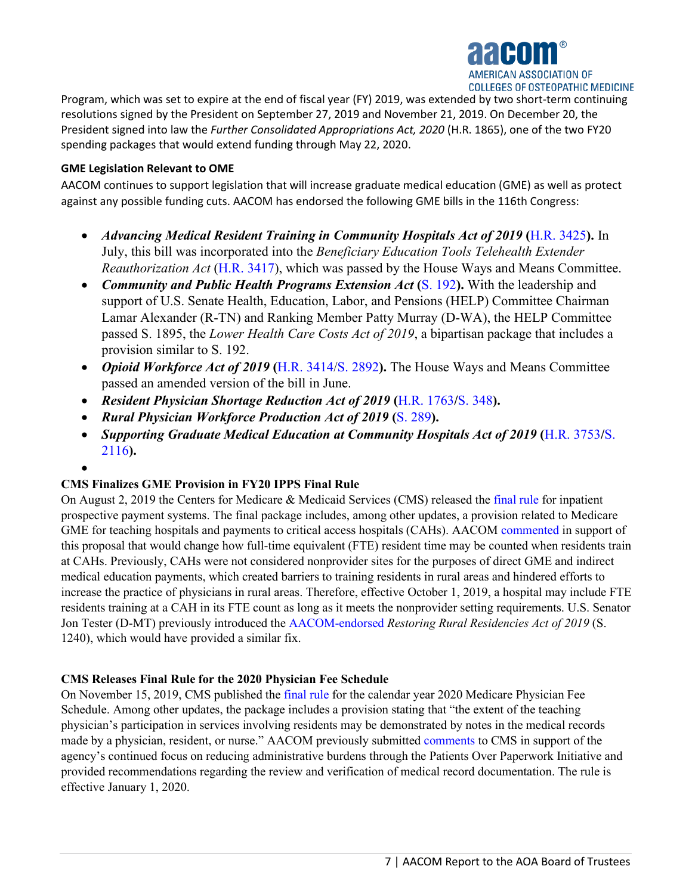Program, which was set to expire at the end of fiscal year (FY) 2019, was extended by two short-term continuing resolutions signed by the President on September 27, 2019 and November 21, 2019. On December 20, the President signed into law the *Further Consolidated Appropriations Act, 2020* (H.R. 1865), one of the two FY20 spending packages that would extend funding through May 22, 2020.

**GME Legislation Relevant to OME**

AACOM continues to support legislation that will increase graduate medical education (GME) as well as protect against any possible funding cuts. AACOM has endorsed the following GME bills in the 116th Congress:

- ***Advancing Medical Resident Training in Community Hospitals Act of 2019* (H.R. 3425).** In July, this bill was incorporated into the *Beneficiary Education Tools Telehealth Extender Reauthorization Act* (H.R. 3417), which was passed by the House Ways and Means Committee.
- ***Community and Public Health Programs Extension Act* (S. 192).** With the leadership and support of U.S. Senate Health, Education, Labor, and Pensions (HELP) Committee Chairman Lamar Alexander (R-TN) and Ranking Member Patty Murray (D-WA), the HELP Committee passed S. 1895, the *Lower Health Care Costs Act of 2019*, a bipartisan package that includes a provision similar to S. 192.
- ***Opioid Workforce Act of 2019* (H.R. 3414/S. 2892).** The House Ways and Means Committee passed an amended version of the bill in June.
- ***Resident Physician Shortage Reduction Act of 2019* (H.R. 1763/S. 348).**
- ***Rural Physician Workforce Production Act of 2019* (S. 289).**
- ***Supporting Graduate Medical Education at Community Hospitals Act of 2019* (H.R. 3753/S. 2116).**

**CMS Finalizes GME Provision in FY20 IPPS Final Rule**

On August 2, 2019 the Centers for Medicare & Medicaid Services (CMS) released the final rule for inpatient prospective payment systems. The final package includes, among other updates, a provision related to Medicare GME for teaching hospitals and payments to critical access hospitals (CAHs). AACOM commented in support of this proposal that would change how full-time equivalent (FTE) resident time may be counted when residents train at CAHs. Previously, CAHs were not considered nonprovider sites for the purposes of direct GME and indirect medical education payments, which created barriers to training residents in rural areas and hindered efforts to increase the practice of physicians in rural areas. Therefore, effective October 1, 2019, a hospital may include FTE residents training at a CAH in its FTE count as long as it meets the nonprovider setting requirements. U.S. Senator Jon Tester (D-MT) previously introduced the AACOM-endorsed *Restoring Rural Residencies Act of 2019* (S. 1240), which would have provided a similar fix.

**CMS Releases Final Rule for the 2020 Physician Fee Schedule**

On November 15, 2019, CMS published the final rule for the calendar year 2020 Medicare Physician Fee Schedule. Among other updates, the package includes a provision stating that "the extent of the teaching physician's participation in services involving residents may be demonstrated by notes in the medical records made by a physician, resident, or nurse." AACOM previously submitted comments to CMS in support of the agency's continued focus on reducing administrative burdens through the Patients Over Paperwork Initiative and provided recommendations regarding the review and verification of medical record documentation. The rule is effective January 1, 2020.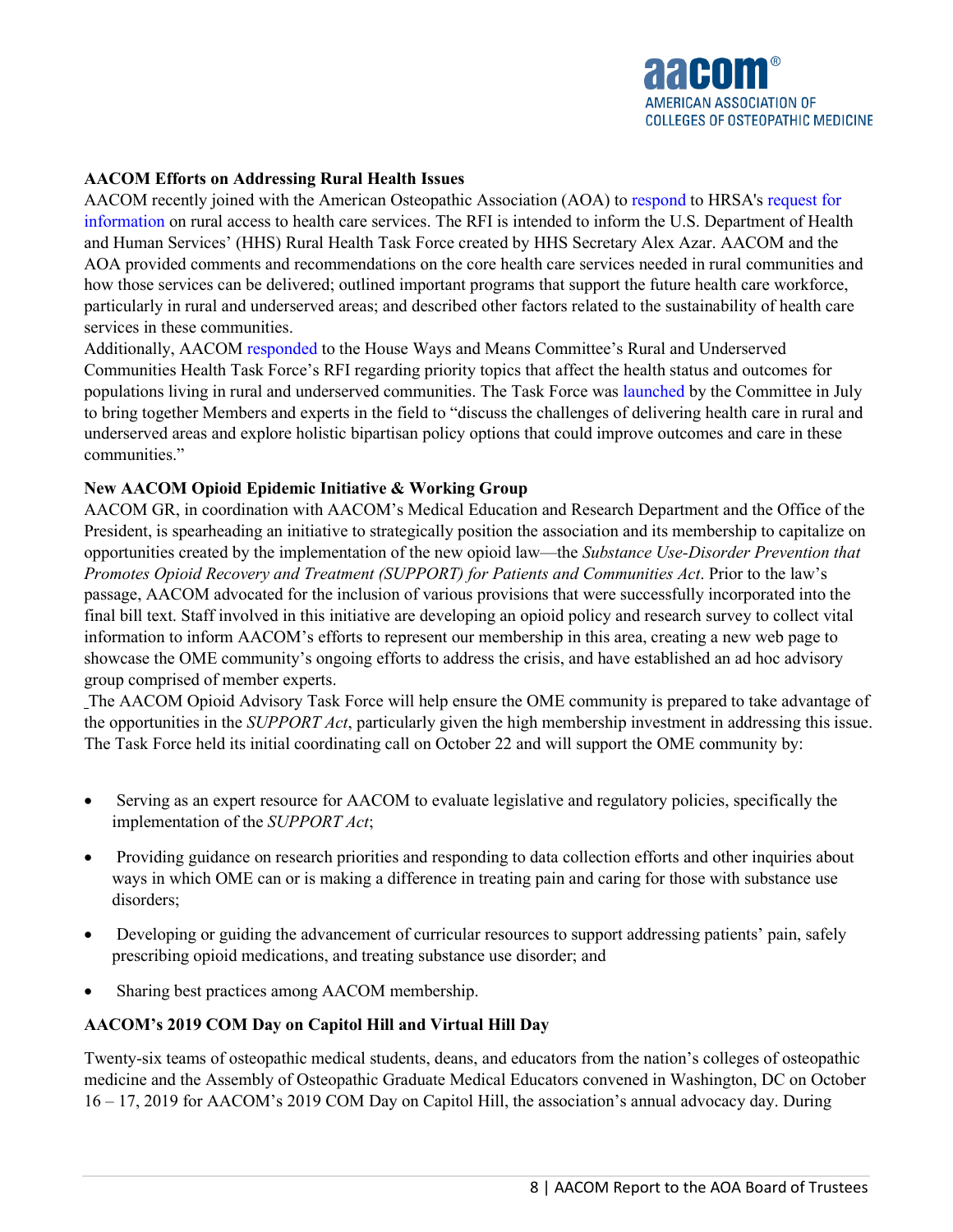**AACOM Efforts on Addressing Rural Health Issues**

AACOM recently joined with the American Osteopathic Association (AOA) to respond to HRSA's request for information on rural access to health care services. The RFI is intended to inform the U.S. Department of Health and Human Services' (HHS) Rural Health Task Force created by HHS Secretary Alex Azar. AACOM and the AOA provided comments and recommendations on the core health care services needed in rural communities and how those services can be delivered; outlined important programs that support the future health care workforce, particularly in rural and underserved areas; and described other factors related to the sustainability of health care services in these communities.

Additionally, AACOM responded to the House Ways and Means Committee's Rural and Underserved Communities Health Task Force's RFI regarding priority topics that affect the health status and outcomes for populations living in rural and underserved communities. The Task Force was launched by the Committee in July to bring together Members and experts in the field to "discuss the challenges of delivering health care in rural and underserved areas and explore holistic bipartisan policy options that could improve outcomes and care in these communities."

**New AACOM Opioid Epidemic Initiative & Working Group**

AACOM GR, in coordination with AACOM's Medical Education and Research Department and the Office of the President, is spearheading an initiative to strategically position the association and its membership to capitalize on opportunities created by the implementation of the new opioid law—the *Substance Use-Disorder Prevention that Promotes Opioid Recovery and Treatment (SUPPORT) for Patients and Communities Act*. Prior to the law's passage, AACOM advocated for the inclusion of various provisions that were successfully incorporated into the final bill text. Staff involved in this initiative are developing an opioid policy and research survey to collect vital information to inform AACOM's efforts to represent our membership in this area, creating a new web page to showcase the OME community's ongoing efforts to address the crisis, and have established an ad hoc advisory group comprised of member experts.

The AACOM Opioid Advisory Task Force will help ensure the OME community is prepared to take advantage of the opportunities in the *SUPPORT Act*, particularly given the high membership investment in addressing this issue. The Task Force held its initial coordinating call on October 22 and will support the OME community by:

- Serving as an expert resource for AACOM to evaluate legislative and regulatory policies, specifically the implementation of the *SUPPORT Act*;
- Providing guidance on research priorities and responding to data collection efforts and other inquiries about ways in which OME can or is making a difference in treating pain and caring for those with substance use disorders;
- Developing or guiding the advancement of curricular resources to support addressing patients' pain, safely prescribing opioid medications, and treating substance use disorder; and
- Sharing best practices among AACOM membership.

**AACOM's 2019 COM Day on Capitol Hill and Virtual Hill Day**

Twenty-six teams of osteopathic medical students, deans, and educators from the nation's colleges of osteopathic medicine and the Assembly of Osteopathic Graduate Medical Educators convened in Washington, DC on October 16 – 17, 2019 for AACOM's 2019 COM Day on Capitol Hill, the association's annual advocacy day. During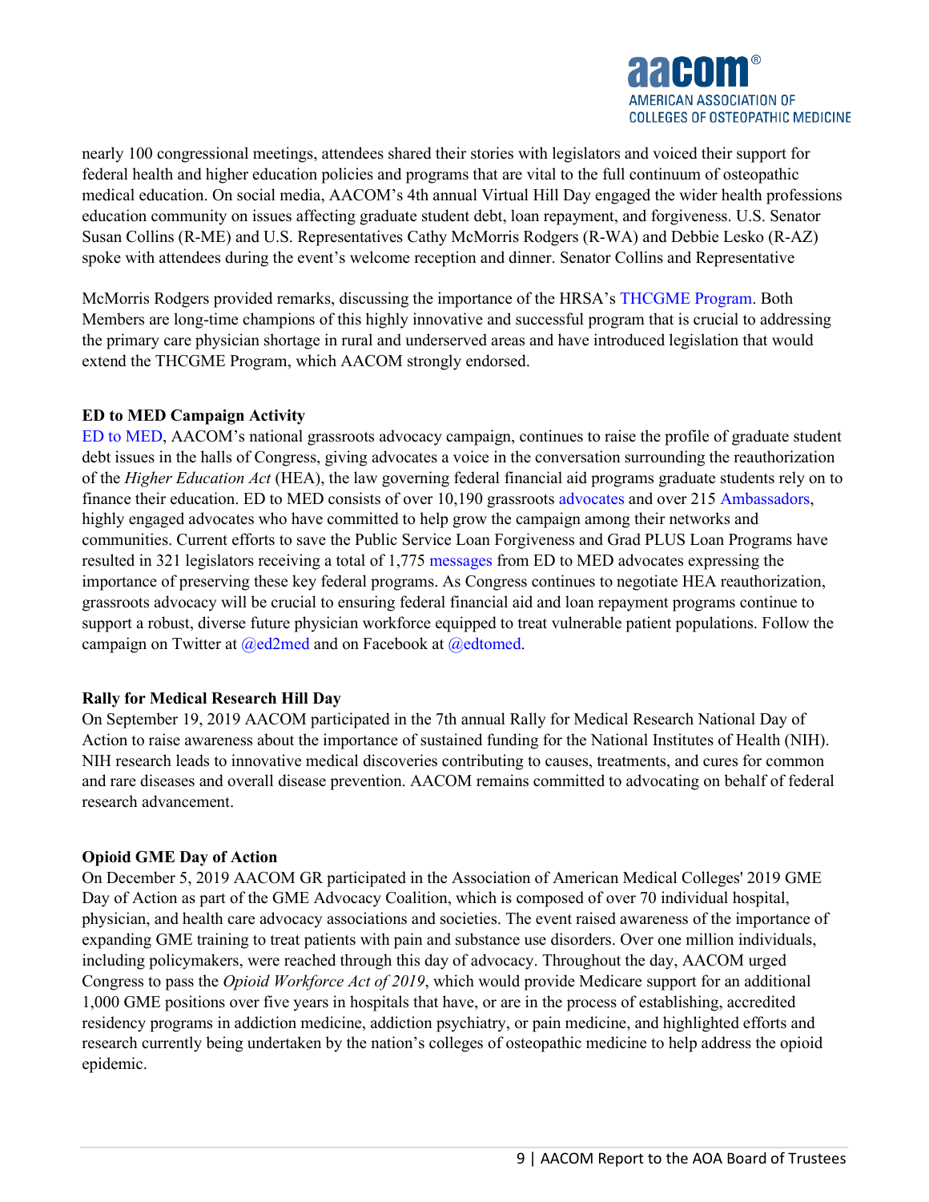nearly 100 congressional meetings, attendees shared their stories with legislators and voiced their support for federal health and higher education policies and programs that are vital to the full continuum of osteopathic medical education. On social media, AACOM's 4th annual Virtual Hill Day engaged the wider health professions education community on issues affecting graduate student debt, loan repayment, and forgiveness. U.S. Senator Susan Collins (R-ME) and U.S. Representatives Cathy McMorris Rodgers (R-WA) and Debbie Lesko (R-AZ) spoke with attendees during the event's welcome reception and dinner. Senator Collins and Representative

McMorris Rodgers provided remarks, discussing the importance of the HRSA's THCGME Program. Both Members are long-time champions of this highly innovative and successful program that is crucial to addressing the primary care physician shortage in rural and underserved areas and have introduced legislation that would extend the THCGME Program, which AACOM strongly endorsed.

**ED to MED Campaign Activity**

ED to MED, AACOM's national grassroots advocacy campaign, continues to raise the profile of graduate student debt issues in the halls of Congress, giving advocates a voice in the conversation surrounding the reauthorization of the *Higher Education Act* (HEA), the law governing federal financial aid programs graduate students rely on to finance their education. ED to MED consists of over 10,190 grassroots advocates and over 215 Ambassadors, highly engaged advocates who have committed to help grow the campaign among their networks and communities. Current efforts to save the Public Service Loan Forgiveness and Grad PLUS Loan Programs have resulted in 321 legislators receiving a total of 1,775 messages from ED to MED advocates expressing the importance of preserving these key federal programs. As Congress continues to negotiate HEA reauthorization, grassroots advocacy will be crucial to ensuring federal financial aid and loan repayment programs continue to support a robust, diverse future physician workforce equipped to treat vulnerable patient populations. Follow the campaign on Twitter at @ed2med and on Facebook at @edtomed.

**Rally for Medical Research Hill Day**

On September 19, 2019 AACOM participated in the 7th annual Rally for Medical Research National Day of Action to raise awareness about the importance of sustained funding for the National Institutes of Health (NIH). NIH research leads to innovative medical discoveries contributing to causes, treatments, and cures for common and rare diseases and overall disease prevention. AACOM remains committed to advocating on behalf of federal research advancement.

**Opioid GME Day of Action**

On December 5, 2019 AACOM GR participated in the Association of American Medical Colleges' 2019 GME Day of Action as part of the GME Advocacy Coalition, which is composed of over 70 individual hospital, physician, and health care advocacy associations and societies. The event raised awareness of the importance of expanding GME training to treat patients with pain and substance use disorders. Over one million individuals, including policymakers, were reached through this day of advocacy. Throughout the day, AACOM urged Congress to pass the *Opioid Workforce Act of 2019*, which would provide Medicare support for an additional 1,000 GME positions over five years in hospitals that have, or are in the process of establishing, accredited residency programs in addiction medicine, addiction psychiatry, or pain medicine, and highlighted efforts and research currently being undertaken by the nation's colleges of osteopathic medicine to help address the opioid epidemic.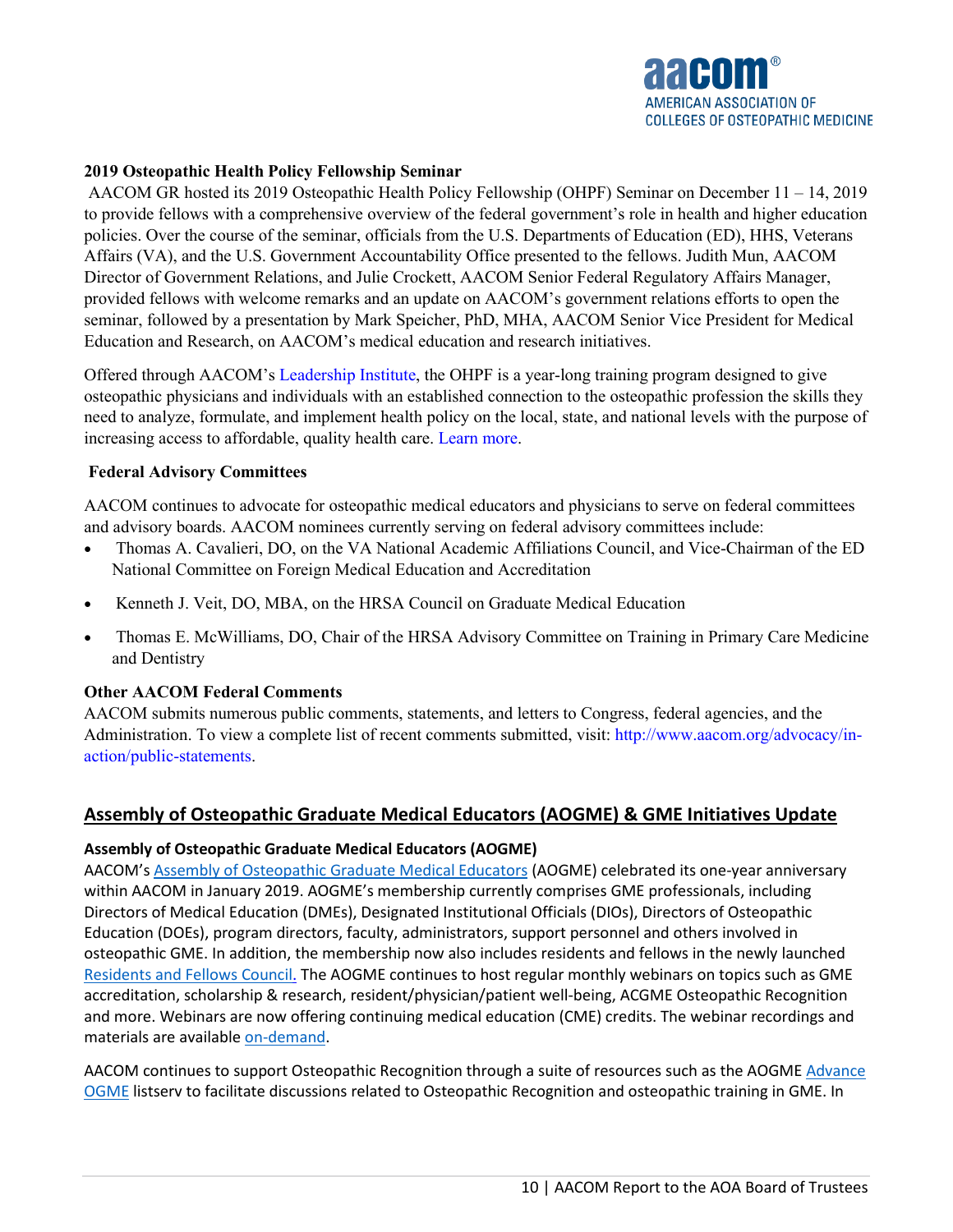### 2019 Osteopathic Health Policy Fellowship Seminar

AACOM GR hosted its 2019 Osteopathic Health Policy Fellowship (OHPF) Seminar on December 11 – 14, 2019 to provide fellows with a comprehensive overview of the federal government's role in health and higher education policies. Over the course of the seminar, officials from the U.S. Departments of Education (ED), HHS, Veterans Affairs (VA), and the U.S. Government Accountability Office presented to the fellows. Judith Mun, AACOM Director of Government Relations, and Julie Crockett, AACOM Senior Federal Regulatory Affairs Manager, provided fellows with welcome remarks and an update on AACOM's government relations efforts to open the seminar, followed by a presentation by Mark Speicher, PhD, MHA, AACOM Senior Vice President for Medical Education and Research, on AACOM's medical education and research initiatives.

Offered through AACOM's Leadership Institute, the OHPF is a year-long training program designed to give osteopathic physicians and individuals with an established connection to the osteopathic profession the skills they need to analyze, formulate, and implement health policy on the local, state, and national levels with the purpose of increasing access to affordable, quality health care. Learn more.

### Federal Advisory Committees

AACOM continues to advocate for osteopathic medical educators and physicians to serve on federal committees and advisory boards. AACOM nominees currently serving on federal advisory committees include:

- Thomas A. Cavalieri, DO, on the VA National Academic Affiliations Council, and Vice-Chairman of the ED National Committee on Foreign Medical Education and Accreditation
- Kenneth J. Veit, DO, MBA, on the HRSA Council on Graduate Medical Education
- Thomas E. McWilliams, DO, Chair of the HRSA Advisory Committee on Training in Primary Care Medicine and Dentistry

### Other AACOM Federal Comments

AACOM submits numerous public comments, statements, and letters to Congress, federal agencies, and the Administration. To view a complete list of recent comments submitted, visit: http://www.aacom.org/advocacy/in-action/public-statements.

## Assembly of Osteopathic Graduate Medical Educators (AOGME) & GME Initiatives Update

### Assembly of Osteopathic Graduate Medical Educators (AOGME)

AACOM's Assembly of Osteopathic Graduate Medical Educators (AOGME) celebrated its one-year anniversary within AACOM in January 2019. AOGME's membership currently comprises GME professionals, including Directors of Medical Education (DMEs), Designated Institutional Officials (DIOs), Directors of Osteopathic Education (DOEs), program directors, faculty, administrators, support personnel and others involved in osteopathic GME. In addition, the membership now also includes residents and fellows in the newly launched Residents and Fellows Council. The AOGME continues to host regular monthly webinars on topics such as GME accreditation, scholarship & research, resident/physician/patient well-being, ACGME Osteopathic Recognition and more. Webinars are now offering continuing medical education (CME) credits. The webinar recordings and materials are available on-demand.

AACOM continues to support Osteopathic Recognition through a suite of resources such as the AOGME Advance OGME listserv to facilitate discussions related to Osteopathic Recognition and osteopathic training in GME. In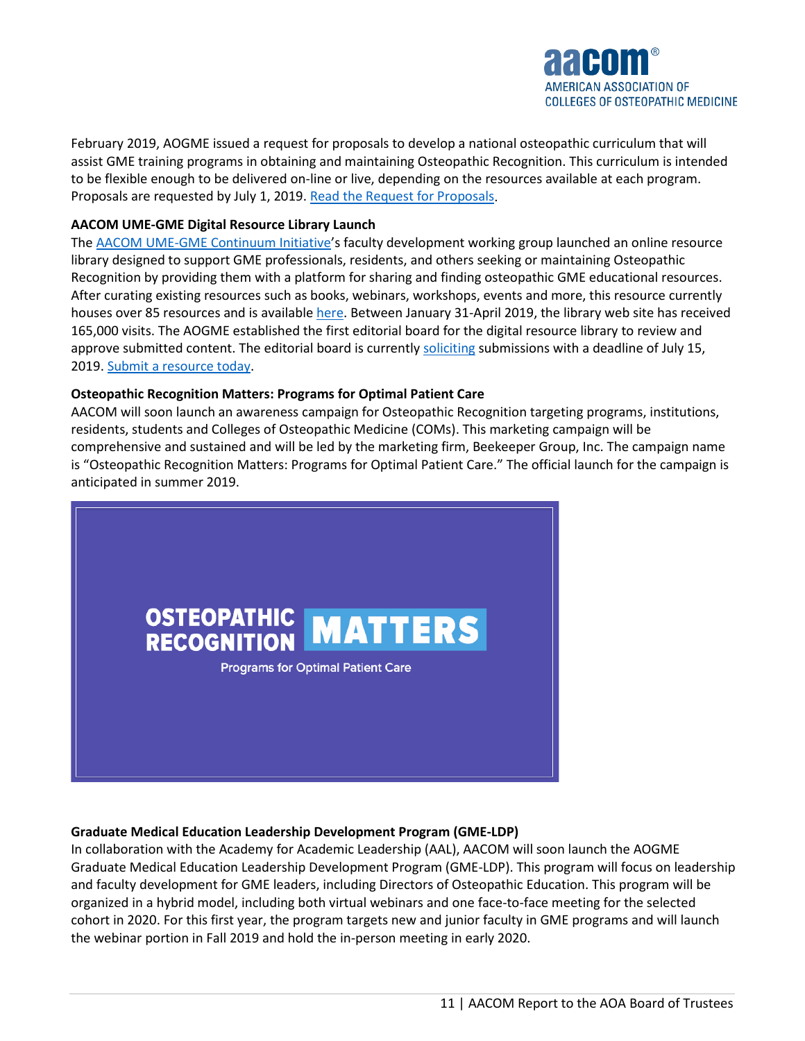February 2019, AOGME issued a request for proposals to develop a national osteopathic curriculum that will assist GME training programs in obtaining and maintaining Osteopathic Recognition. This curriculum is intended to be flexible enough to be delivered on-line or live, depending on the resources available at each program. Proposals are requested by July 1, 2019. [Read the Request for Proposals](#).

**AACOM UME-GME Digital Resource Library Launch**

The [AACOM UME-GME Continuum Initiative](#)'s faculty development working group launched an online resource library designed to support GME professionals, residents, and others seeking or maintaining Osteopathic Recognition by providing them with a platform for sharing and finding osteopathic GME educational resources. After curating existing resources such as books, webinars, workshops, events and more, this resource currently houses over 85 resources and is available [here](#). Between January 31-April 2019, the library web site has received 165,000 visits. The AOGME established the first editorial board for the digital resource library to review and approve submitted content. The editorial board is currently [soliciting](#) submissions with a deadline of July 15, 2019. [Submit a resource today](#).

**Osteopathic Recognition Matters: Programs for Optimal Patient Care**

AACOM will soon launch an awareness campaign for Osteopathic Recognition targeting programs, institutions, residents, students and Colleges of Osteopathic Medicine (COMs). This marketing campaign will be comprehensive and sustained and will be led by the marketing firm, Beekeeper Group, Inc. The campaign name is "Osteopathic Recognition Matters: Programs for Optimal Patient Care." The official launch for the campaign is anticipated in summer 2019.

OSTEOPATHIC RECOGNITION MATTERS

Programs for Optimal Patient Care

**Graduate Medical Education Leadership Development Program (GME-LDP)**

In collaboration with the Academy for Academic Leadership (AAL), AACOM will soon launch the AOGME Graduate Medical Education Leadership Development Program (GME-LDP). This program will focus on leadership and faculty development for GME leaders, including Directors of Osteopathic Education. This program will be organized in a hybrid model, including both virtual webinars and one face-to-face meeting for the selected cohort in 2020. For this first year, the program targets new and junior faculty in GME programs and will launch the webinar portion in Fall 2019 and hold the in-person meeting in early 2020.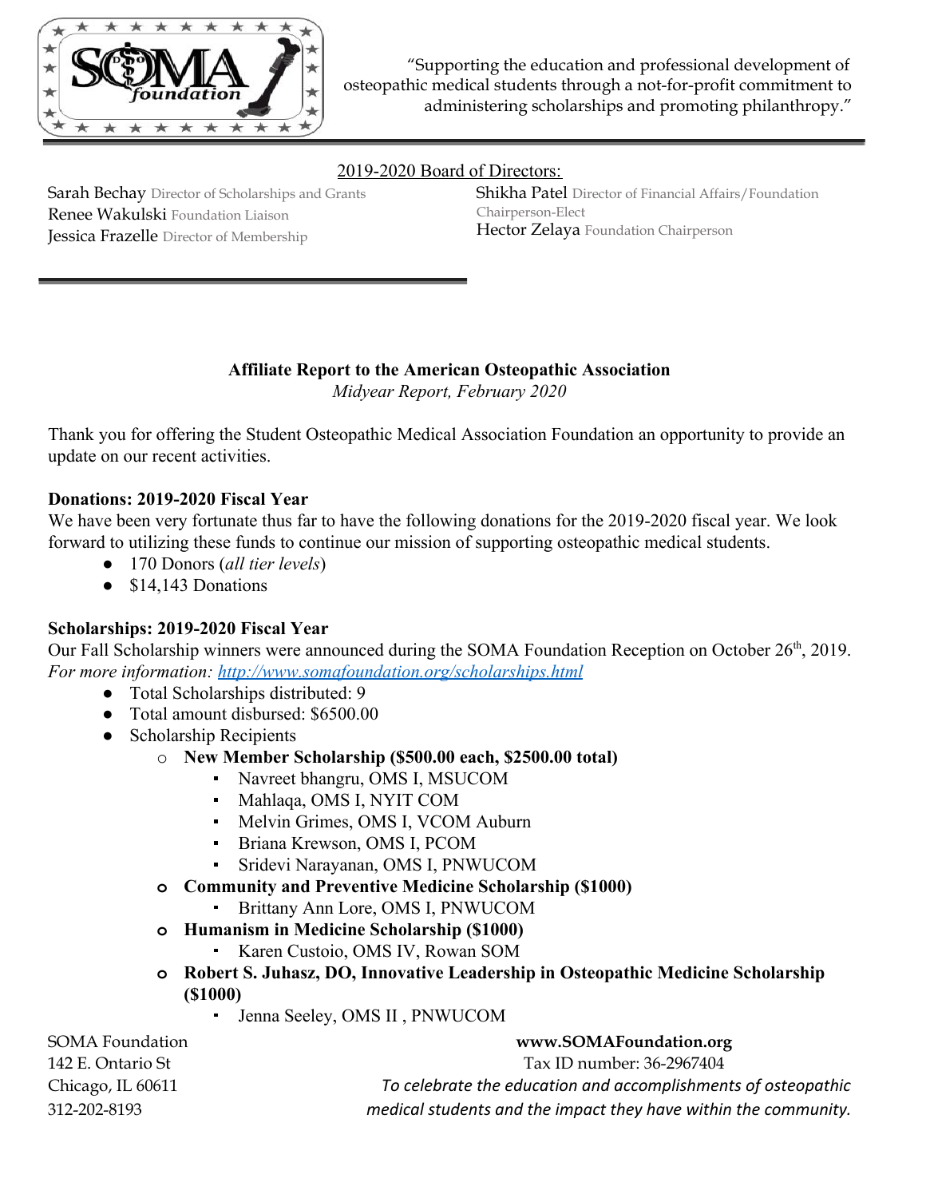"Supporting the education and professional development of osteopathic medical students through a not-for-profit commitment to administering scholarships and promoting philanthropy."

2019-2020 Board of Directors:

Sarah Bechay Director of Scholarships and Grants
Renee Wakulski Foundation Liaison
Jessica Frazelle Director of Membership
Shikha Patel Director of Financial Affairs/Foundation Chairperson-Elect
Hector Zelaya Foundation Chairperson

**Affiliate Report to the American Osteopathic Association**

*Midyear Report, February 2020*

Thank you for offering the Student Osteopathic Medical Association Foundation an opportunity to provide an update on our recent activities.

**Donations: 2019-2020 Fiscal Year**

We have been very fortunate thus far to have the following donations for the 2019-2020 fiscal year. We look forward to utilizing these funds to continue our mission of supporting osteopathic medical students.

- 170 Donors (*all tier levels*)
- $14,143 Donations

**Scholarships: 2019-2020 Fiscal Year**

Our Fall Scholarship winners were announced during the SOMA Foundation Reception on October 26th, 2019. *For more information:* [http://www.somafoundation.org/scholarships.html](http://www.somafoundation.org/scholarships.html)

- Total Scholarships distributed: 9
- Total amount disbursed: $6500.00
- Scholarship Recipients
  - **New Member Scholarship ($500.00 each, $2500.00 total)**
    - Navreet bhangru, OMS I, MSUCOM
    - Mahlaqa, OMS I, NYIT COM
    - Melvin Grimes, OMS I, VCOM Auburn
    - Briana Krewson, OMS I, PCOM
    - Sridevi Narayanan, OMS I, PNWUCOM
  - **Community and Preventive Medicine Scholarship ($1000)**
    - Brittany Ann Lore, OMS I, PNWUCOM
  - **Humanism in Medicine Scholarship ($1000)**
    - Karen Custoio, OMS IV, Rowan SOM
  - **Robert S. Juhasz, DO, Innovative Leadership in Osteopathic Medicine Scholarship ($1000)**
    - Jenna Seeley, OMS II , PNWUCOM

SOMA Foundation
142 E. Ontario St
Chicago, IL 60611
312-202-8193

**www.SOMAFoundation.org**
Tax ID number: 36-2967404
*To celebrate the education and accomplishments of osteopathic medical students and the impact they have within the community.*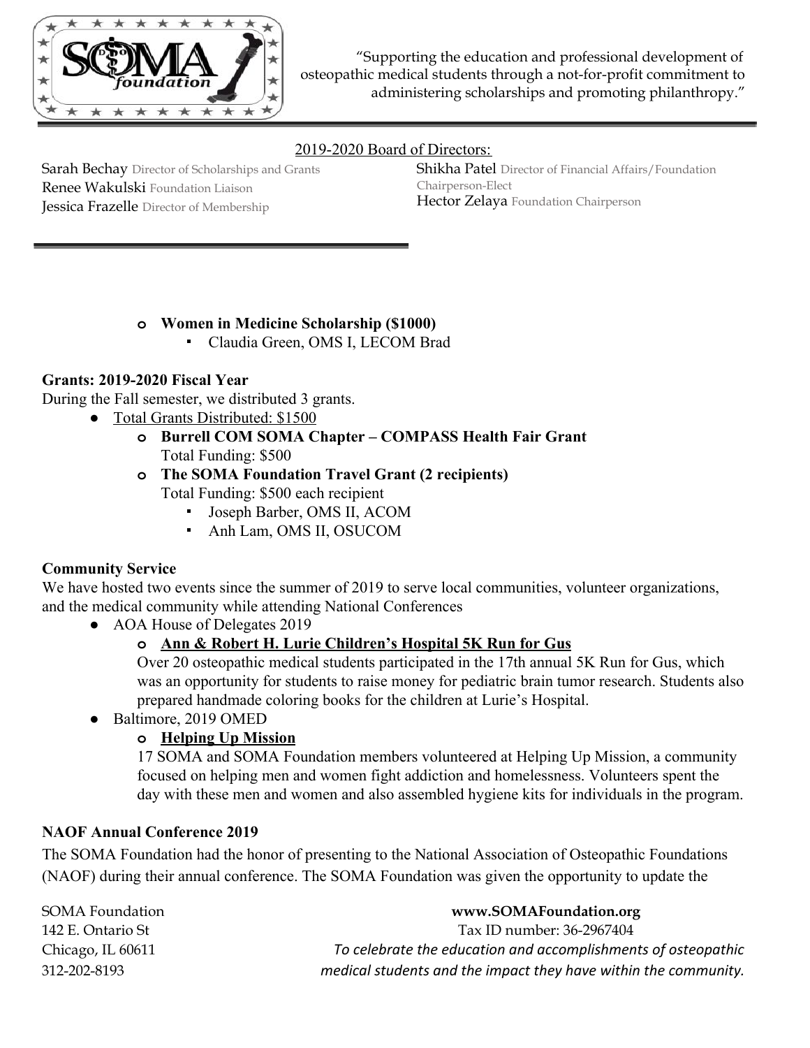"Supporting the education and professional development of osteopathic medical students through a not-for-profit commitment to administering scholarships and promoting philanthropy."

2019-2020 Board of Directors:

Sarah Bechay Director of Scholarships and Grants
Renee Wakulski Foundation Liaison
Jessica Frazelle Director of Membership
Shikha Patel Director of Financial Affairs/Foundation Chairperson-Elect
Hector Zelaya Foundation Chairperson

- **Women in Medicine Scholarship ($1000)**
  - Claudia Green, OMS I, LECOM Brad

**Grants: 2019-2020 Fiscal Year**

During the Fall semester, we distributed 3 grants.

- Total Grants Distributed: $1500
  - **Burrell COM SOMA Chapter – COMPASS Health Fair Grant**
    Total Funding: $500
  - **The SOMA Foundation Travel Grant (2 recipients)**
    Total Funding: $500 each recipient
    - Joseph Barber, OMS II, ACOM
    - Anh Lam, OMS II, OSUCOM

**Community Service**

We have hosted two events since the summer of 2019 to serve local communities, volunteer organizations, and the medical community while attending National Conferences

- AOA House of Delegates 2019
  - **Ann & Robert H. Lurie Children's Hospital 5K Run for Gus**
    Over 20 osteopathic medical students participated in the 17th annual 5K Run for Gus, which was an opportunity for students to raise money for pediatric brain tumor research. Students also prepared handmade coloring books for the children at Lurie's Hospital.
- Baltimore, 2019 OMED
  - **Helping Up Mission**
    17 SOMA and SOMA Foundation members volunteered at Helping Up Mission, a community focused on helping men and women fight addiction and homelessness. Volunteers spent the day with these men and women and also assembled hygiene kits for individuals in the program.

**NAOF Annual Conference 2019**

The SOMA Foundation had the honor of presenting to the National Association of Osteopathic Foundations (NAOF) during their annual conference. The SOMA Foundation was given the opportunity to update the

SOMA Foundation
142 E. Ontario St
Chicago, IL 60611
312-202-8193

**www.SOMAFoundation.org**
Tax ID number: 36-2967404
*To celebrate the education and accomplishments of osteopathic medical students and the impact they have within the community.*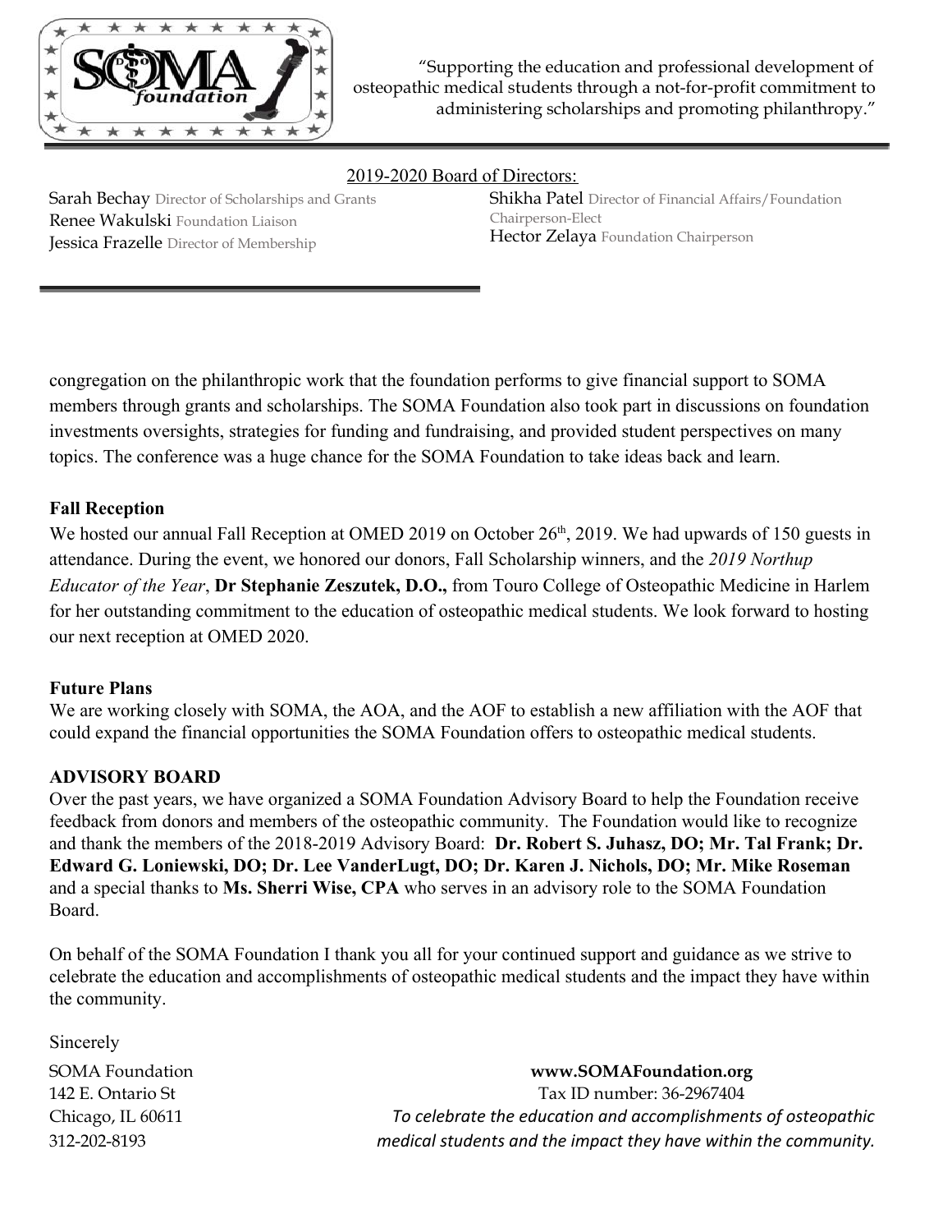"Supporting the education and professional development of osteopathic medical students through a not-for-profit commitment to administering scholarships and promoting philanthropy."

2019-2020 Board of Directors:

Sarah Bechay Director of Scholarships and Grants
Renee Wakulski Foundation Liaison
Jessica Frazelle Director of Membership
Shikha Patel Director of Financial Affairs/Foundation Chairperson-Elect
Hector Zelaya Foundation Chairperson

congregation on the philanthropic work that the foundation performs to give financial support to SOMA members through grants and scholarships. The SOMA Foundation also took part in discussions on foundation investments oversights, strategies for funding and fundraising, and provided student perspectives on many topics. The conference was a huge chance for the SOMA Foundation to take ideas back and learn.

**Fall Reception**

We hosted our annual Fall Reception at OMED 2019 on October 26th, 2019. We had upwards of 150 guests in attendance. During the event, we honored our donors, Fall Scholarship winners, and the *2019 Northup Educator of the Year*, **Dr Stephanie Zeszutek, D.O.,** from Touro College of Osteopathic Medicine in Harlem for her outstanding commitment to the education of osteopathic medical students. We look forward to hosting our next reception at OMED 2020.

**Future Plans**

We are working closely with SOMA, the AOA, and the AOF to establish a new affiliation with the AOF that could expand the financial opportunities the SOMA Foundation offers to osteopathic medical students.

**ADVISORY BOARD**

Over the past years, we have organized a SOMA Foundation Advisory Board to help the Foundation receive feedback from donors and members of the osteopathic community. The Foundation would like to recognize and thank the members of the 2018-2019 Advisory Board: **Dr. Robert S. Juhasz, DO; Mr. Tal Frank; Dr. Edward G. Loniewski, DO; Dr. Lee VanderLugt, DO; Dr. Karen J. Nichols, DO; Mr. Mike Roseman** and a special thanks to **Ms. Sherri Wise, CPA** who serves in an advisory role to the SOMA Foundation Board.

On behalf of the SOMA Foundation I thank you all for your continued support and guidance as we strive to celebrate the education and accomplishments of osteopathic medical students and the impact they have within the community.

Sincerely

SOMA Foundation
142 E. Ontario St
Chicago, IL 60611
312-202-8193

**www.SOMAFoundation.org**
Tax ID number: 36-2967404
*To celebrate the education and accomplishments of osteopathic medical students and the impact they have within the community.*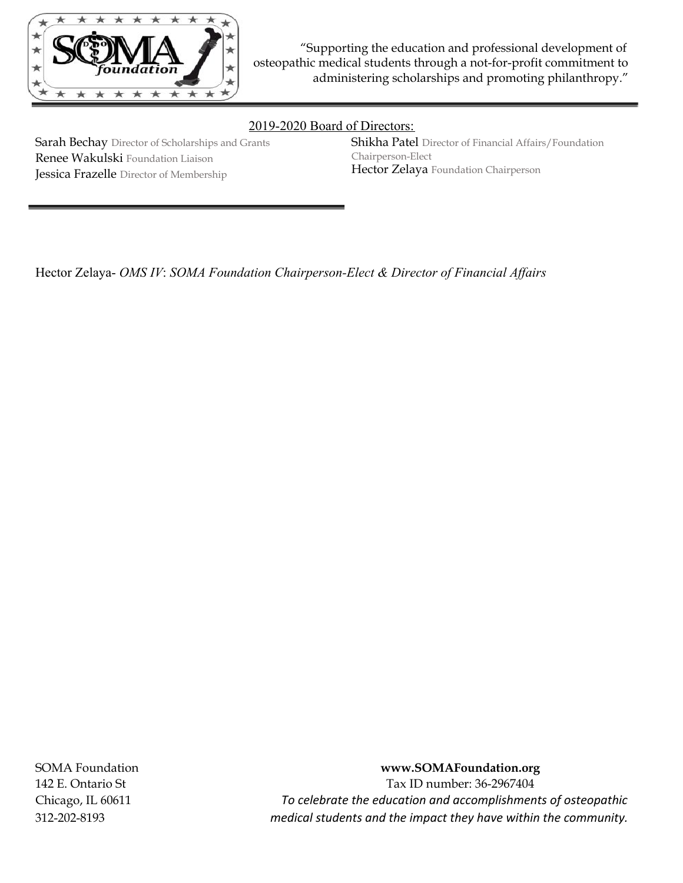"Supporting the education and professional development of osteopathic medical students through a not-for-profit commitment to administering scholarships and promoting philanthropy."

2019-2020 Board of Directors:

Sarah Bechay Director of Scholarships and Grants
Renee Wakulski Foundation Liaison
Jessica Frazelle Director of Membership
Shikha Patel Director of Financial Affairs/Foundation Chairperson-Elect
Hector Zelaya Foundation Chairperson

Hector Zelaya- *OMS IV*: *SOMA Foundation Chairperson-Elect & Director of Financial Affairs*

SOMA Foundation
142 E. Ontario St
Chicago, IL 60611
312-202-8193

**www.SOMAFoundation.org**
Tax ID number: 36-2967404
*To celebrate the education and accomplishments of osteopathic medical students and the impact they have within the community.*